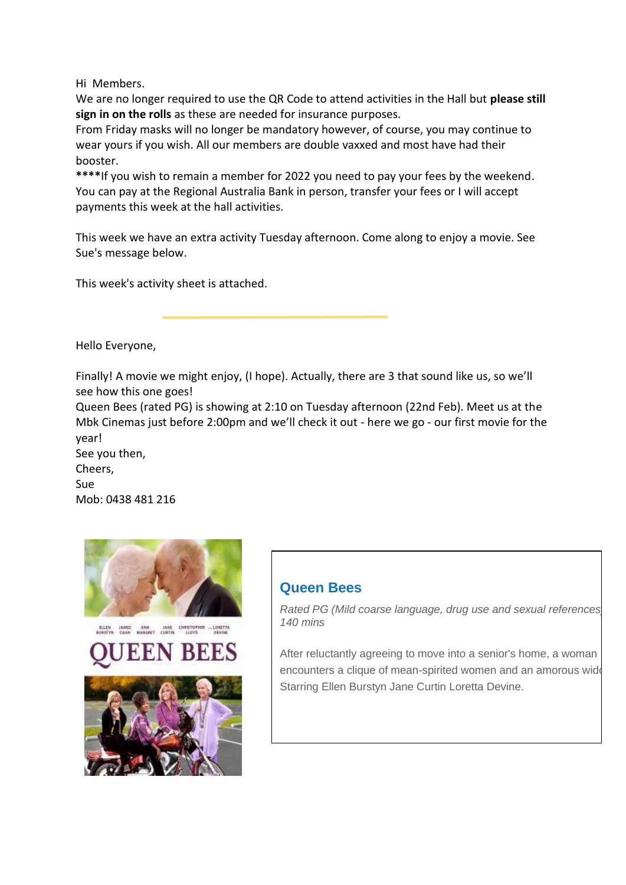Hi Members.

We are no longer required to use the QR Code to attend activities in the Hall but **please still sign in on the rolls** as these are needed for insurance purposes.

From Friday masks will no longer be mandatory however, of course, you may continue to wear yours if you wish. All our members are double vaxxed and most have had their booster.

****If you wish to remain a member for 2022 you need to pay your fees by the weekend. You can pay at the Regional Australia Bank in person, transfer your fees or I will accept payments this week at the hall activities.

This week we have an extra activity Tuesday afternoon. Come along to enjoy a movie. See Sue's message below.

This week's activity sheet is attached.

---

Hello Everyone,

Finally! A movie we might enjoy, (I hope). Actually, there are 3 that sound like us, so we'll see how this one goes!

Queen Bees (rated PG) is showing at 2:10 on Tuesday afternoon (22nd Feb). Meet us at the Mbk Cinemas just before 2:00pm and we'll check it out - here we go - our first movie for the year!

See you then,
Cheers,
Sue
Mob: 0438 481 216

## Queen Bees

*Rated PG (Mild coarse language, drug use and sexual references)*
*140 mins*

After reluctantly agreeing to move into a senior's home, a woman encounters a clique of mean-spirited women and an amorous wid
Starring Ellen Burstyn Jane Curtin Loretta Devine.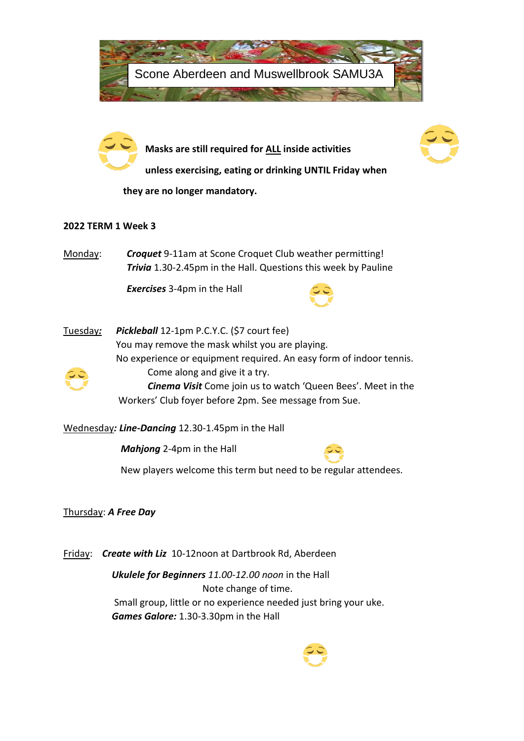Scone Aberdeen and Muswellbrook SAMU3A

**Masks are still required for ALL inside activities unless exercising, eating or drinking UNTIL Friday when they are no longer mandatory.**

**2022 TERM 1 Week 3**

Monday: ***Croquet*** 9-11am at Scone Croquet Club weather permitting!
***Trivia*** 1.30-2.45pm in the Hall. Questions this week by Pauline

***Exercises*** 3-4pm in the Hall

Tuesday: ***Pickleball*** 12-1pm P.C.Y.C. ($7 court fee)
You may remove the mask whilst you are playing.
No experience or equipment required. An easy form of indoor tennis.
Come along and give it a try.
***Cinema Visit*** Come join us to watch 'Queen Bees'. Meet in the Workers' Club foyer before 2pm. See message from Sue.

Wednesday: ***Line-Dancing*** 12.30-1.45pm in the Hall

***Mahjong*** 2-4pm in the Hall

New players welcome this term but need to be regular attendees.

Thursday: ***A Free Day***

Friday: ***Create with Liz*** 10-12noon at Dartbrook Rd, Aberdeen

***Ukulele for Beginners*** *11.00-12.00 noon* in the Hall
Note change of time.
Small group, little or no experience needed just bring your uke.
***Games Galore:*** 1.30-3.30pm in the Hall